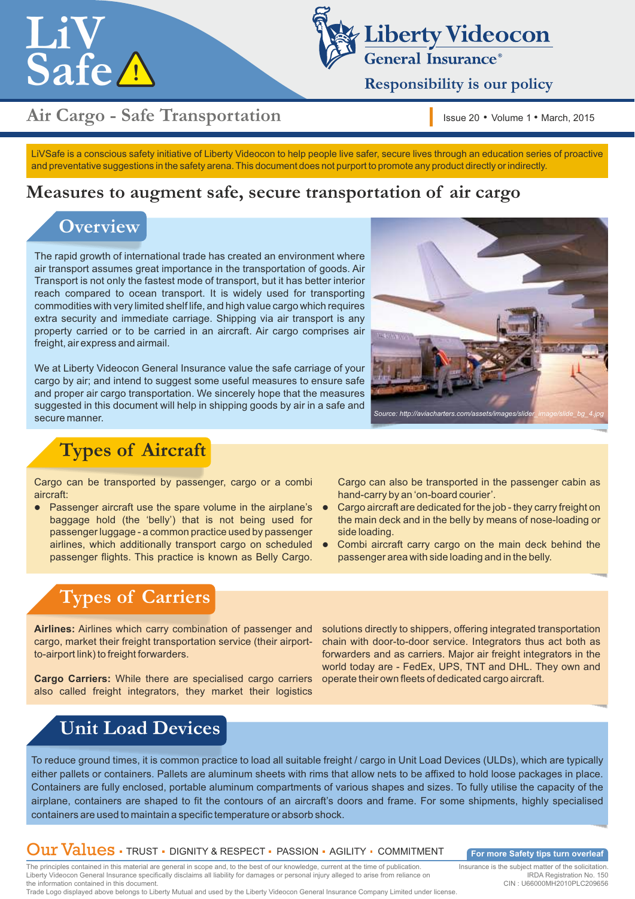# LiV Safe

Liberty Videocon General Insurance®

Responsibility is our policy

## Air Cargo - Safe Transportation

Issue 20 • Volume 1 • March, 2015

LiVSafe is a conscious safety initiative of Liberty Videocon to help people live safer, secure lives through an education series of proactive and preventative suggestions in the safety arena. This document does not purport to promote any product directly or indirectly.

## Measures to augment safe, secure transportation of air cargo

### Overview

The rapid growth of international trade has created an environment where air transport assumes great importance in the transportation of goods. Air Transport is not only the fastest mode of transport, but it has better interior reach compared to ocean transport. It is widely used for transporting commodities with very limited shelf life, and high value cargo which requires extra security and immediate carriage. Shipping via air transport is any property carried or to be carried in an aircraft. Air cargo comprises air freight, air express and airmail.

We at Liberty Videocon General Insurance value the safe carriage of your cargo by air; and intend to suggest some useful measures to ensure safe and proper air cargo transportation. We sincerely hope that the measures suggested in this document will help in shipping goods by air in a safe and secure manner.

*Source: http://aviacharters.com/assets/images/slider_image/slide_bg_4.jpg*

### Types of Aircraft

Cargo can be transported by passenger, cargo or a combi aircraft:

- Passenger aircraft use the spare volume in the airplane's baggage hold (the 'belly') that is not being used for passenger luggage - a common practice used by passenger airlines, which additionally transport cargo on scheduled passenger flights. This practice is known as Belly Cargo. Cargo can also be transported in the passenger cabin as hand-carry by an 'on-board courier'.
- Cargo aircraft are dedicated for the job - they carry freight on the main deck and in the belly by means of nose-loading or side loading.
- Combi aircraft carry cargo on the main deck behind the passenger area with side loading and in the belly.

### Types of Carriers

**Airlines:** Airlines which carry combination of passenger and cargo, market their freight transportation service (their airport-to-airport link) to freight forwarders.

**Cargo Carriers:** While there are specialised cargo carriers also called freight integrators, they market their logistics solutions directly to shippers, offering integrated transportation chain with door-to-door service. Integrators thus act both as forwarders and as carriers. Major air freight integrators in the world today are - FedEx, UPS, TNT and DHL. They own and operate their own fleets of dedicated cargo aircraft.

### Unit Load Devices

To reduce ground times, it is common practice to load all suitable freight / cargo in Unit Load Devices (ULDs), which are typically either pallets or containers. Pallets are aluminum sheets with rims that allow nets to be affixed to hold loose packages in place. Containers are fully enclosed, portable aluminum compartments of various shapes and sizes. To fully utilise the capacity of the airplane, containers are shaped to fit the contours of an aircraft's doors and frame. For some shipments, highly specialised containers are used to maintain a specific temperature or absorb shock.

**Our Values** ▪ TRUST ▪ DIGNITY & RESPECT ▪ PASSION ▪ AGILITY ▪ COMMITMENT

**For more Safety tips turn overleaf**

The principles contained in this material are general in scope and, to the best of our knowledge, current at the time of publication. Liberty Videocon General Insurance specifically disclaims all liability for damages or personal injury alleged to arise from reliance on the information contained in this document.
Trade Logo displayed above belongs to Liberty Mutual and used by the Liberty Videocon General Insurance Company Limited under license.

Insurance is the subject matter of the solicitation.
IRDA Registration No. 150
CIN : U66000MH2010PLC209656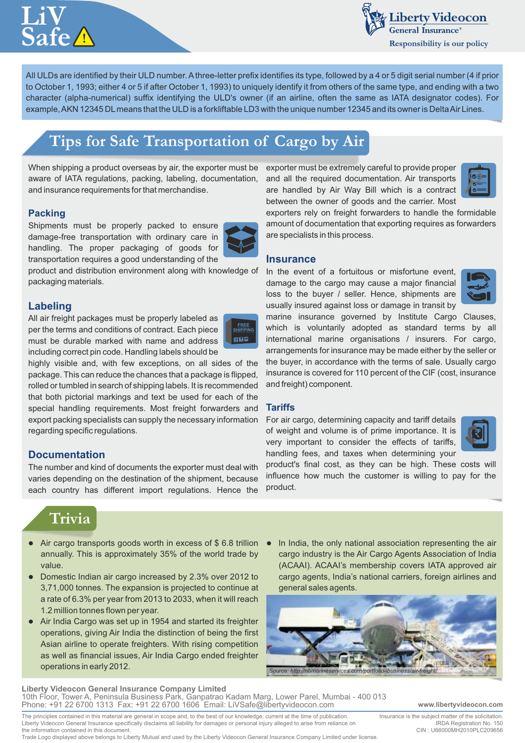All ULDs are identified by their ULD number. A three-letter prefix identifies its type, followed by a 4 or 5 digit serial number (4 if prior to October 1, 1993; either 4 or 5 if after October 1, 1993) to uniquely identify it from others of the same type, and ending with a two character (alpha-numerical) suffix identifying the ULD's owner (if an airline, often the same as IATA designator codes). For example, AKN 12345 DL means that the ULD is a forkliftable LD3 with the unique number 12345 and its owner is Delta Air Lines.

## Tips for Safe Transportation of Cargo by Air

When shipping a product overseas by air, the exporter must be aware of IATA regulations, packing, labeling, documentation, and insurance requirements for that merchandise.

### Packing

Shipments must be properly packed to ensure damage-free transportation with ordinary care in handling. The proper packaging of goods for transportation requires a good understanding of the product and distribution environment along with knowledge of packaging materials.

### Labeling

All air freight packages must be properly labeled as per the terms and conditions of contract. Each piece must be durable marked with name and address including correct pin code. Handling labels should be highly visible and, with few exceptions, on all sides of the package. This can reduce the chances that a package is flipped, rolled or tumbled in search of shipping labels. It is recommended that both pictorial markings and text be used for each of the special handling requirements. Most freight forwarders and export packing specialists can supply the necessary information regarding specific regulations.

### Documentation

The number and kind of documents the exporter must deal with varies depending on the destination of the shipment, because each country has different import regulations. Hence the exporter must be extremely careful to provide proper and all the required documentation. Air transports are handled by Air Way Bill which is a contract between the owner of goods and the carrier. Most exporters rely on freight forwarders to handle the formidable amount of documentation that exporting requires as forwarders are specialists in this process.

### Insurance

In the event of a fortuitous or misfortune event, damage to the cargo may cause a major financial loss to the buyer / seller. Hence, shipments are usually insured against loss or damage in transit by marine insurance governed by Institute Cargo Clauses, which is voluntarily adopted as standard terms by all international marine organisations / insurers. For cargo, arrangements for insurance may be made either by the seller or the buyer, in accordance with the terms of sale. Usually cargo insurance is covered for 110 percent of the CIF (cost, insurance and freight) component.

### Tariffs

For air cargo, determining capacity and tariff details of weight and volume is of prime importance. It is very important to consider the effects of tariffs, handling fees, and taxes when determining your product's final cost, as they can be high. These costs will influence how much the customer is willing to pay for the product.

## Trivia

- Air cargo transports goods worth in excess of $ 6.8 trillion annually. This is approximately 35% of the world trade by value.
- Domestic Indian air cargo increased by 2.3% over 2012 to 3,71,000 tonnes. The expansion is projected to continue at a rate of 6.3% per year from 2013 to 2033, when it will reach 1.2 million tonnes flown per year.
- Air India Cargo was set up in 1954 and started its freighter operations, giving Air India the distinction of being the first Asian airline to operate freighters. With rising competition as well as financial issues, Air India Cargo ended freighter operations in early 2012.
- In India, the only national association representing the air cargo industry is the Air Cargo Agents Association of India (ACAAI). ACAAI's membership covers IATA approved air cargo agents, India's national carriers, foreign airlines and general sales agents.

*Source: http://nbmarineservices.com/portfolio-ibusiness/air-freight/*

**Liberty Videocon General Insurance Company Limited**
10th Floor, Tower A, Peninsula Business Park, Ganpatrao Kadam Marg, Lower Parel, Mumbai - 400 013
Phone: +91 22 6700 1313 Fax: +91 22 6700 1606 Email: LiVSafe@libertyvideocon.com

**www.libertyvideocon.com**

The principles contained in this material are general in scope and, to the best of our knowledge, current at the time of publication. Liberty Videocon General Insurance specifically disclaims all liability for damages or personal injury alleged to arise from reliance on the information contained in this document.
Trade Logo displayed above belongs to Liberty Mutual and used by the Liberty Videocon General Insurance Company Limited under license.

Insurance is the subject matter of the solicitation.
IRDA Registration No. 150
CIN : U66000MH2010PLC209656